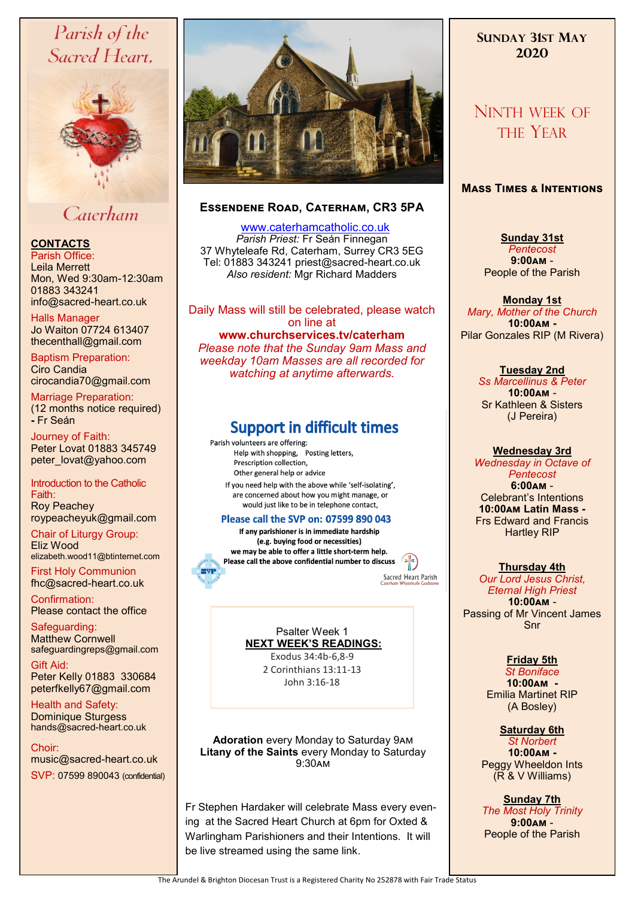# Parish of the Sacred Heart, Caterham

## CONTACTS

Parish Office:
Leila Merrett
Mon, Wed 9:30am-12:30am
01883 343241
info@sacred-heart.co.uk

Halls Manager
Jo Waiton 07724 613407
thecenthall@gmail.com

Baptism Preparation:
Ciro Candia
cirocandia70@gmail.com

Marriage Preparation:
(12 months notice required)
- Fr Seán

Journey of Faith:
Peter Lovat 01883 345749
peter_lovat@yahoo.com

Introduction to the Catholic Faith:
Roy Peachey
roypeacheyuk@gmail.com

Chair of Liturgy Group:
Eliz Wood
elizabeth.wood11@btinternet.com

First Holy Communion
fhc@sacred-heart.co.uk

Confirmation:
Please contact the office

Safeguarding:
Matthew Cornwell
safeguardingreps@gmail.com

Gift Aid:
Peter Kelly 01883 330684
peterfkelly67@gmail.com

Health and Safety:
Dominique Sturgess
hands@sacred-heart.co.uk

Choir:
music@sacred-heart.co.uk

SVP: 07599 890043 (confidential)

## Essendene Road, Caterham, CR3 5PA

www.caterhamcatholic.co.uk
*Parish Priest:* Fr Seán Finnegan
37 Whyteleafe Rd, Caterham, Surrey CR3 5EG
Tel: 01883 343241 priest@sacred-heart.co.uk
*Also resident:* Mgr Richard Madders

Daily Mass will still be celebrated, please watch on line at
**www.churchservices.tv/caterham**
*Please note that the Sunday 9am Mass and weekday 10am Masses are all recorded for watching at anytime afterwards.*

## Support in difficult times

Parish volunteers are offering:
- Help with shopping, Posting letters,
- Prescription collection,
- Other general help or advice

If you need help with the above while 'self-isolating', are concerned about how you might manage, or would just like to be in telephone contact,

**Please call the SVP on: 07599 890 043**

**If any parishioner is in immediate hardship (e.g. buying food or necessities) we may be able to offer a little short-term help. Please call the above confidential number to discuss**

Sacred Heart Parish
Caterham Whyteleafe Godstone

Psalter Week 1
**NEXT WEEK'S READINGS:**
Exodus 34:4b-6,8-9
2 Corinthians 13:11-13
John 3:16-18

**Adoration** every Monday to Saturday 9AM
**Litany of the Saints** every Monday to Saturday 9:30AM

Fr Stephen Hardaker will celebrate Mass every evening at the Sacred Heart Church at 6pm for Oxted & Warlingham Parishioners and their Intentions. It will be live streamed using the same link.

## Sunday 31st May 2020

## Ninth Week of the Year

### Mass Times & Intentions

**Sunday 31st**
*Pentecost*
**9:00AM** -
People of the Parish

**Monday 1st**
*Mary, Mother of the Church*
**10:00AM** -
Pilar Gonzales RIP (M Rivera)

**Tuesday 2nd**
*Ss Marcellinus & Peter*
**10:00AM** -
Sr Kathleen & Sisters
(J Pereira)

**Wednesday 3rd**
*Wednesday in Octave of Pentecost*
**6:00AM** -
Celebrant's Intentions
**10:00AM Latin Mass** -
Frs Edward and Francis Hartley RIP

**Thursday 4th**
*Our Lord Jesus Christ, Eternal High Priest*
**10:00AM** -
Passing of Mr Vincent James Snr

**Friday 5th**
*St Boniface*
**10:00AM** -
Emilia Martinet RIP
(A Bosley)

**Saturday 6th**
*St Norbert*
**10:00AM** -
Peggy Wheeldon Ints
(R & V Williams)

**Sunday 7th**
*The Most Holy Trinity*
**9:00AM** -
People of the Parish

The Arundel & Brighton Diocesan Trust is a Registered Charity No 252878 with Fair Trade Status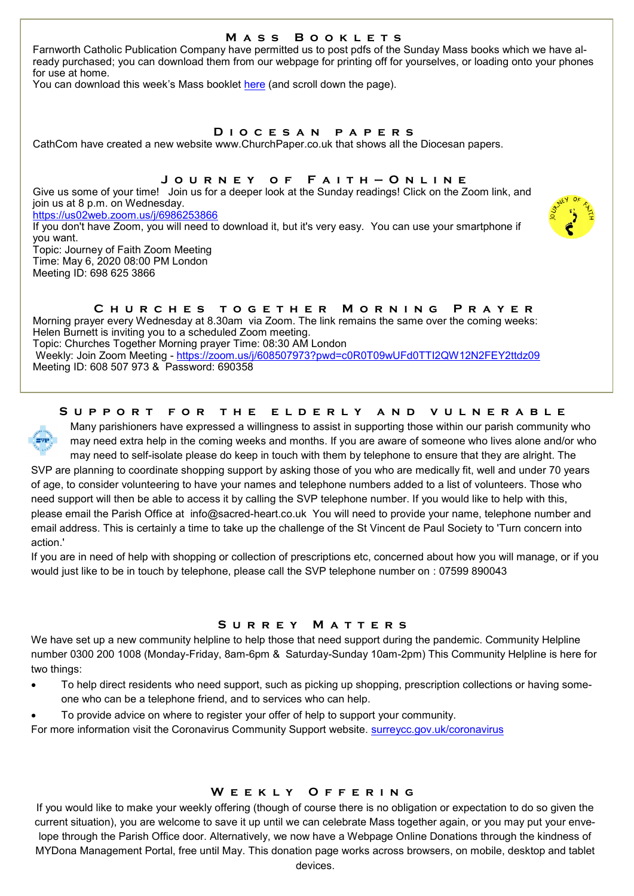## Mass Booklets

Farnworth Catholic Publication Company have permitted us to post pdfs of the Sunday Mass books which we have already purchased; you can download them from our webpage for printing off for yourselves, or loading onto your phones for use at home.

You can download this week's Mass booklet here (and scroll down the page).

## Diocesan papers

CathCom have created a new website www.ChurchPaper.co.uk that shows all the Diocesan papers.

## Journey of Faith – Online

Give us some of your time! Join us for a deeper look at the Sunday readings! Click on the Zoom link, and join us at 8 p.m. on Wednesday.

https://us02web.zoom.us/j/6986253866

If you don't have Zoom, you will need to download it, but it's very easy. You can use your smartphone if you want.

Topic: Journey of Faith Zoom Meeting
Time: May 6, 2020 08:00 PM London
Meeting ID: 698 625 3866

## Churches together Morning Prayer

Morning prayer every Wednesday at 8.30am via Zoom. The link remains the same over the coming weeks: Helen Burnett is inviting you to a scheduled Zoom meeting.

Topic: Churches Together Morning prayer Time: 08:30 AM London
Weekly: Join Zoom Meeting - https://zoom.us/j/608507973?pwd=c0R0T09wUFd0TTI2QW12N2FEY2ttdz09
Meeting ID: 608 507 973 & Password: 690358

## Support for the elderly and vulnerable

Many parishioners have expressed a willingness to assist in supporting those within our parish community who may need extra help in the coming weeks and months. If you are aware of someone who lives alone and/or who may need to self-isolate please do keep in touch with them by telephone to ensure that they are alright. The SVP are planning to coordinate shopping support by asking those of you who are medically fit, well and under 70 years of age, to consider volunteering to have your names and telephone numbers added to a list of volunteers. Those who need support will then be able to access it by calling the SVP telephone number. If you would like to help with this, please email the Parish Office at info@sacred-heart.co.uk You will need to provide your name, telephone number and email address. This is certainly a time to take up the challenge of the St Vincent de Paul Society to 'Turn concern into action.'

If you are in need of help with shopping or collection of prescriptions etc, concerned about how you will manage, or if you would just like to be in touch by telephone, please call the SVP telephone number on : 07599 890043

## Surrey Matters

We have set up a new community helpline to help those that need support during the pandemic. Community Helpline number 0300 200 1008 (Monday-Friday, 8am-6pm & Saturday-Sunday 10am-2pm) This Community Helpline is here for two things:

- To help direct residents who need support, such as picking up shopping, prescription collections or having someone who can be a telephone friend, and to services who can help.
- To provide advice on where to register your offer of help to support your community.

For more information visit the Coronavirus Community Support website. surreycc.gov.uk/coronavirus

## Weekly Offering

If you would like to make your weekly offering (though of course there is no obligation or expectation to do so given the current situation), you are welcome to save it up until we can celebrate Mass together again, or you may put your envelope through the Parish Office door. Alternatively, we now have a Webpage Online Donations through the kindness of MYDona Management Portal, free until May. This donation page works across browsers, on mobile, desktop and tablet devices.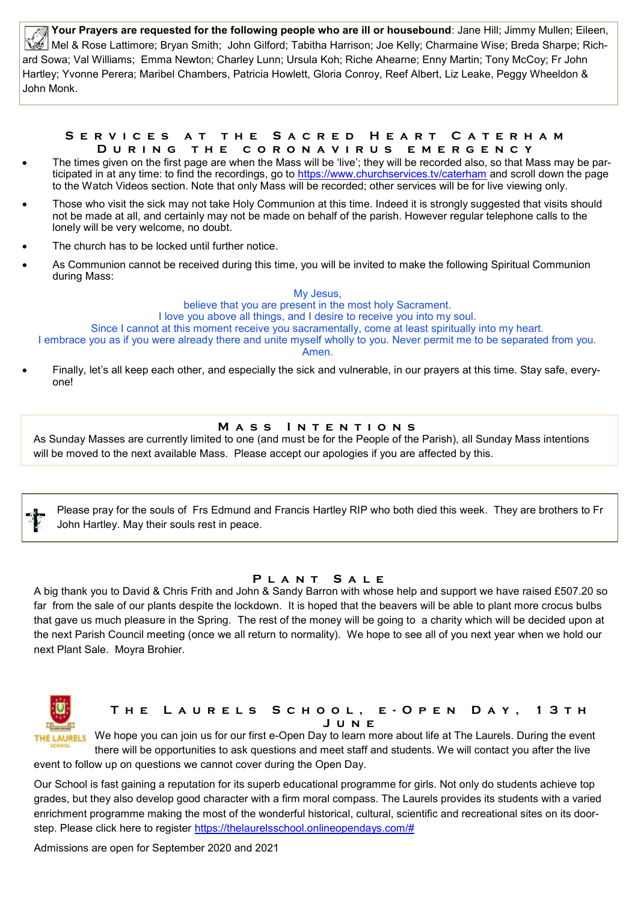**Your Prayers are requested for the following people who are ill or housebound**: Jane Hill; Jimmy Mullen; Eileen, Mel & Rose Lattimore; Bryan Smith; John Gilford; Tabitha Harrison; Joe Kelly; Charmaine Wise; Breda Sharpe; Richard Sowa; Val Williams; Emma Newton; Charley Lunn; Ursula Koh; Riche Ahearne; Enny Martin; Tony McCoy; Fr John Hartley; Yvonne Perera; Maribel Chambers, Patricia Howlett, Gloria Conroy, Reef Albert, Liz Leake, Peggy Wheeldon & John Monk.

## Services at the Sacred Heart Caterham During the Coronavirus Emergency

- The times given on the first page are when the Mass will be 'live'; they will be recorded also, so that Mass may be participated in at any time: to find the recordings, go to https://www.churchservices.tv/caterham and scroll down the page to the Watch Videos section. Note that only Mass will be recorded; other services will be for live viewing only.
- Those who visit the sick may not take Holy Communion at this time. Indeed it is strongly suggested that visits should not be made at all, and certainly may not be made on behalf of the parish. However regular telephone calls to the lonely will be very welcome, no doubt.
- The church has to be locked until further notice.
- As Communion cannot be received during this time, you will be invited to make the following Spiritual Communion during Mass:

My Jesus,
believe that you are present in the most holy Sacrament.
I love you above all things, and I desire to receive you into my soul.
Since I cannot at this moment receive you sacramentally, come at least spiritually into my heart.
I embrace you as if you were already there and unite myself wholly to you. Never permit me to be separated from you.
Amen.

- Finally, let's all keep each other, and especially the sick and vulnerable, in our prayers at this time. Stay safe, everyone!

## Mass Intentions

As Sunday Masses are currently limited to one (and must be for the People of the Parish), all Sunday Mass intentions will be moved to the next available Mass. Please accept our apologies if you are affected by this.

Please pray for the souls of Frs Edmund and Francis Hartley RIP who both died this week. They are brothers to Fr John Hartley. May their souls rest in peace.

## Plant Sale

A big thank you to David & Chris Frith and John & Sandy Barron with whose help and support we have raised £507.20 so far from the sale of our plants despite the lockdown. It is hoped that the beavers will be able to plant more crocus bulbs that gave us much pleasure in the Spring. The rest of the money will be going to a charity which will be decided upon at the next Parish Council meeting (once we all return to normality). We hope to see all of you next year when we hold our next Plant Sale. Moyra Brohier.

## The Laurels School, e-Open Day, 13th June

We hope you can join us for our first e-Open Day to learn more about life at The Laurels. During the event there will be opportunities to ask questions and meet staff and students. We will contact you after the live event to follow up on questions we cannot cover during the Open Day.

Our School is fast gaining a reputation for its superb educational programme for girls. Not only do students achieve top grades, but they also develop good character with a firm moral compass. The Laurels provides its students with a varied enrichment programme making the most of the wonderful historical, cultural, scientific and recreational sites on its doorstep. Please click here to register https://thelaurelsschool.onlineopendays.com/#

Admissions are open for September 2020 and 2021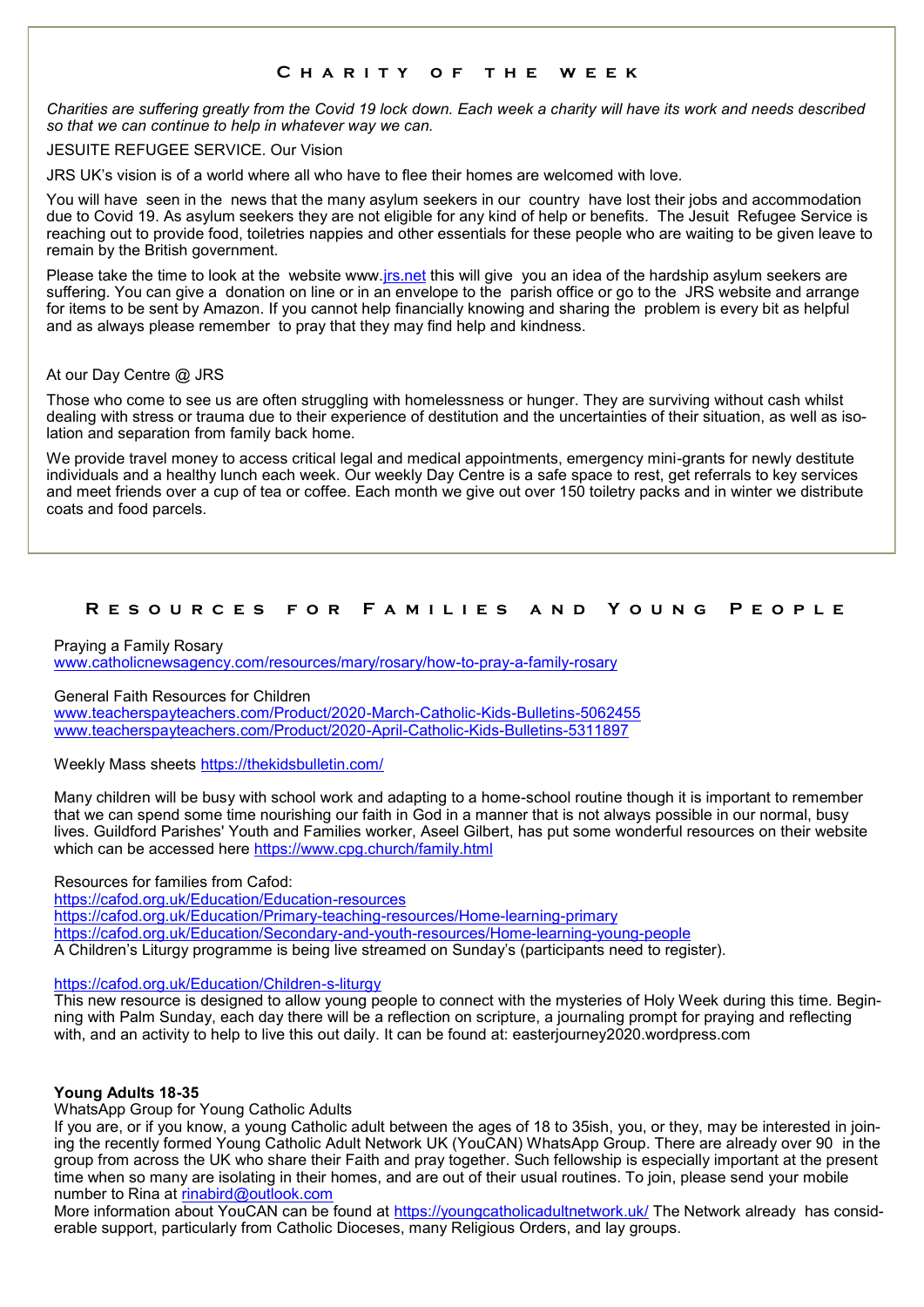## Charity of the week

*Charities are suffering greatly from the Covid 19 lock down. Each week a charity will have its work and needs described so that we can continue to help in whatever way we can.*

JESUITE REFUGEE SERVICE. Our Vision

JRS UK's vision is of a world where all who have to flee their homes are welcomed with love.

You will have seen in the news that the many asylum seekers in our country have lost their jobs and accommodation due to Covid 19. As asylum seekers they are not eligible for any kind of help or benefits. The Jesuit Refugee Service is reaching out to provide food, toiletries nappies and other essentials for these people who are waiting to be given leave to remain by the British government.

Please take the time to look at the website www.jrs.net this will give you an idea of the hardship asylum seekers are suffering. You can give a donation on line or in an envelope to the parish office or go to the JRS website and arrange for items to be sent by Amazon. If you cannot help financially knowing and sharing the problem is every bit as helpful and as always please remember to pray that they may find help and kindness.

At our Day Centre @ JRS

Those who come to see us are often struggling with homelessness or hunger. They are surviving without cash whilst dealing with stress or trauma due to their experience of destitution and the uncertainties of their situation, as well as isolation and separation from family back home.

We provide travel money to access critical legal and medical appointments, emergency mini-grants for newly destitute individuals and a healthy lunch each week. Our weekly Day Centre is a safe space to rest, get referrals to key services and meet friends over a cup of tea or coffee. Each month we give out over 150 toiletry packs and in winter we distribute coats and food parcels.

## Resources for Families and Young People

Praying a Family Rosary
www.catholicnewsagency.com/resources/mary/rosary/how-to-pray-a-family-rosary

General Faith Resources for Children
www.teacherspayteachers.com/Product/2020-March-Catholic-Kids-Bulletins-5062455
www.teacherspayteachers.com/Product/2020-April-Catholic-Kids-Bulletins-5311897

Weekly Mass sheets https://thekidsbulletin.com/

Many children will be busy with school work and adapting to a home-school routine though it is important to remember that we can spend some time nourishing our faith in God in a manner that is not always possible in our normal, busy lives. Guildford Parishes' Youth and Families worker, Aseel Gilbert, has put some wonderful resources on their website which can be accessed here https://www.cpg.church/family.html

Resources for families from Cafod:
https://cafod.org.uk/Education/Education-resources
https://cafod.org.uk/Education/Primary-teaching-resources/Home-learning-primary
https://cafod.org.uk/Education/Secondary-and-youth-resources/Home-learning-young-people
A Children's Liturgy programme is being live streamed on Sunday's (participants need to register).

https://cafod.org.uk/Education/Children-s-liturgy
This new resource is designed to allow young people to connect with the mysteries of Holy Week during this time. Beginning with Palm Sunday, each day there will be a reflection on scripture, a journaling prompt for praying and reflecting with, and an activity to help to live this out daily. It can be found at: easterjourney2020.wordpress.com

**Young Adults 18-35**

WhatsApp Group for Young Catholic Adults

If you are, or if you know, a young Catholic adult between the ages of 18 to 35ish, you, or they, may be interested in joining the recently formed Young Catholic Adult Network UK (YouCAN) WhatsApp Group. There are already over 90 in the group from across the UK who share their Faith and pray together. Such fellowship is especially important at the present time when so many are isolating in their homes, and are out of their usual routines. To join, please send your mobile number to Rina at rinabird@outlook.com

More information about YouCAN can be found at https://youngcatholicadultnetwork.uk/ The Network already has considerable support, particularly from Catholic Dioceses, many Religious Orders, and lay groups.